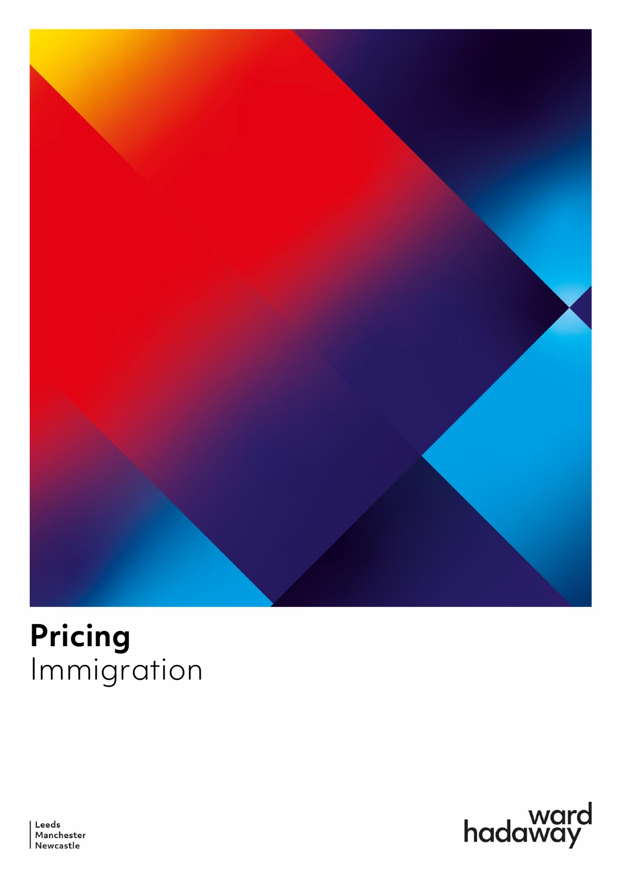# Pricing
Immigration

Leeds
Manchester
Newcastle

ward hadaway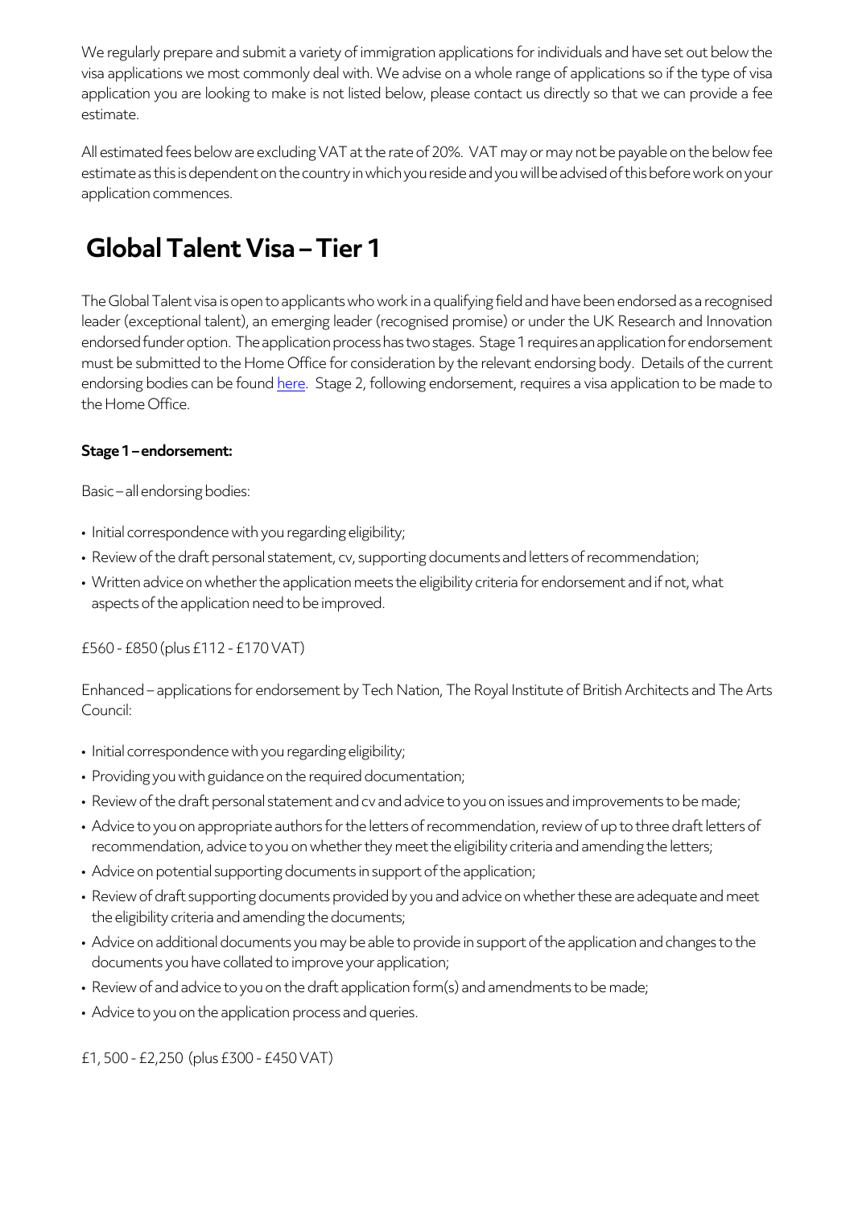We regularly prepare and submit a variety of immigration applications for individuals and have set out below the visa applications we most commonly deal with. We advise on a whole range of applications so if the type of visa application you are looking to make is not listed below, please contact us directly so that we can provide a fee estimate.

All estimated fees below are excluding VAT at the rate of 20%. VAT may or may not be payable on the below fee estimate as this is dependent on the country in which you reside and you will be advised of this before work on your application commences.

# Global Talent Visa – Tier 1

The Global Talent visa is open to applicants who work in a qualifying field and have been endorsed as a recognised leader (exceptional talent), an emerging leader (recognised promise) or under the UK Research and Innovation endorsed funder option. The application process has two stages. Stage 1 requires an application for endorsement must be submitted to the Home Office for consideration by the relevant endorsing body. Details of the current endorsing bodies can be found here. Stage 2, following endorsement, requires a visa application to be made to the Home Office.

**Stage 1 – endorsement:**

Basic – all endorsing bodies:

- Initial correspondence with you regarding eligibility;
- Review of the draft personal statement, cv, supporting documents and letters of recommendation;
- Written advice on whether the application meets the eligibility criteria for endorsement and if not, what aspects of the application need to be improved.

£560 - £850 (plus £112 - £170 VAT)

Enhanced – applications for endorsement by Tech Nation, The Royal Institute of British Architects and The Arts Council:

- Initial correspondence with you regarding eligibility;
- Providing you with guidance on the required documentation;
- Review of the draft personal statement and cv and advice to you on issues and improvements to be made;
- Advice to you on appropriate authors for the letters of recommendation, review of up to three draft letters of recommendation, advice to you on whether they meet the eligibility criteria and amending the letters;
- Advice on potential supporting documents in support of the application;
- Review of draft supporting documents provided by you and advice on whether these are adequate and meet the eligibility criteria and amending the documents;
- Advice on additional documents you may be able to provide in support of the application and changes to the documents you have collated to improve your application;
- Review of and advice to you on the draft application form(s) and amendments to be made;
- Advice to you on the application process and queries.

£1, 500 - £2,250 (plus £300 - £450 VAT)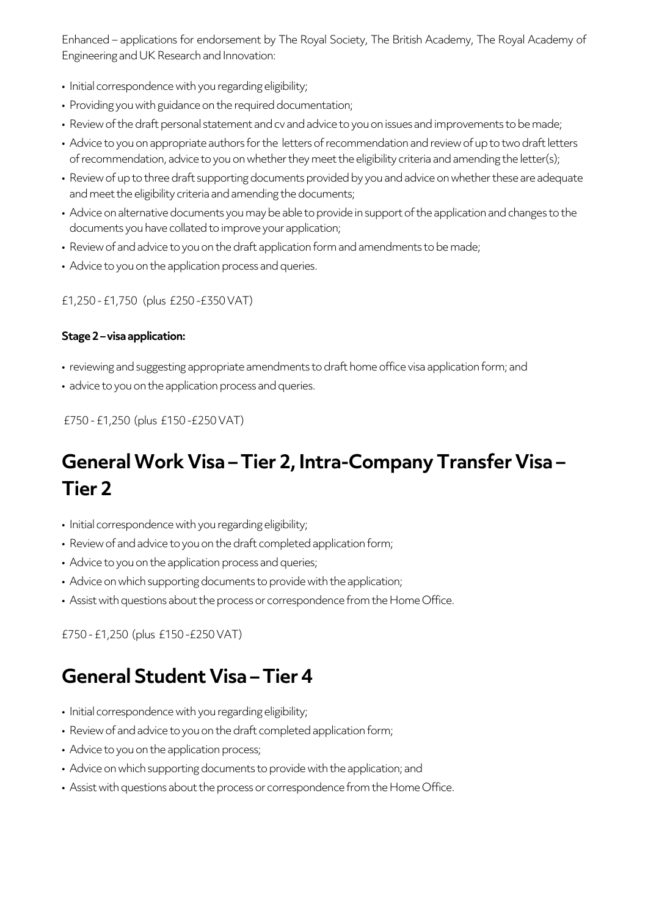Enhanced – applications for endorsement by The Royal Society, The British Academy, The Royal Academy of Engineering and UK Research and Innovation:

- Initial correspondence with you regarding eligibility;
- Providing you with guidance on the required documentation;
- Review of the draft personal statement and cv and advice to you on issues and improvements to be made;
- Advice to you on appropriate authors for the letters of recommendation and review of up to two draft letters of recommendation, advice to you on whether they meet the eligibility criteria and amending the letter(s);
- Review of up to three draft supporting documents provided by you and advice on whether these are adequate and meet the eligibility criteria and amending the documents;
- Advice on alternative documents you may be able to provide in support of the application and changes to the documents you have collated to improve your application;
- Review of and advice to you on the draft application form and amendments to be made;
- Advice to you on the application process and queries.

£1,250 - £1,750 (plus £250 -£350 VAT)

**Stage 2 – visa application:**

- reviewing and suggesting appropriate amendments to draft home office visa application form; and
- advice to you on the application process and queries.

£750 - £1,250 (plus £150 -£250 VAT)

# General Work Visa – Tier 2, Intra-Company Transfer Visa – Tier 2

- Initial correspondence with you regarding eligibility;
- Review of and advice to you on the draft completed application form;
- Advice to you on the application process and queries;
- Advice on which supporting documents to provide with the application;
- Assist with questions about the process or correspondence from the Home Office.

£750 - £1,250 (plus £150 -£250 VAT)

# General Student Visa – Tier 4

- Initial correspondence with you regarding eligibility;
- Review of and advice to you on the draft completed application form;
- Advice to you on the application process;
- Advice on which supporting documents to provide with the application; and
- Assist with questions about the process or correspondence from the Home Office.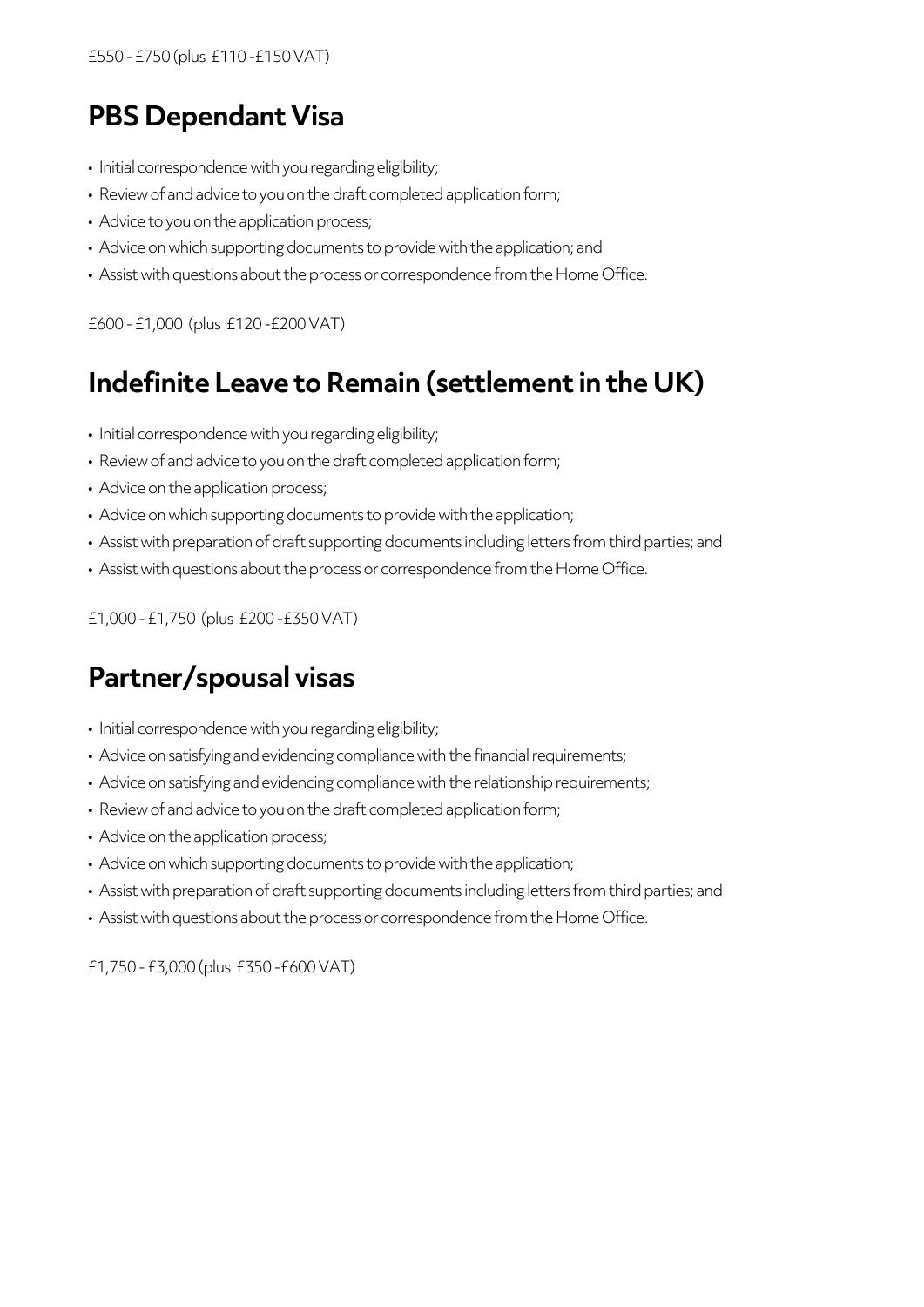£550 - £750 (plus £110 -£150 VAT)

## PBS Dependant Visa

- Initial correspondence with you regarding eligibility;
- Review of and advice to you on the draft completed application form;
- Advice to you on the application process;
- Advice on which supporting documents to provide with the application; and
- Assist with questions about the process or correspondence from the Home Office.

£600 - £1,000 (plus £120 -£200 VAT)

## Indefinite Leave to Remain (settlement in the UK)

- Initial correspondence with you regarding eligibility;
- Review of and advice to you on the draft completed application form;
- Advice on the application process;
- Advice on which supporting documents to provide with the application;
- Assist with preparation of draft supporting documents including letters from third parties; and
- Assist with questions about the process or correspondence from the Home Office.

£1,000 - £1,750 (plus £200 -£350 VAT)

## Partner/spousal visas

- Initial correspondence with you regarding eligibility;
- Advice on satisfying and evidencing compliance with the financial requirements;
- Advice on satisfying and evidencing compliance with the relationship requirements;
- Review of and advice to you on the draft completed application form;
- Advice on the application process;
- Advice on which supporting documents to provide with the application;
- Assist with preparation of draft supporting documents including letters from third parties; and
- Assist with questions about the process or correspondence from the Home Office.

£1,750 - £3,000 (plus £350 -£600 VAT)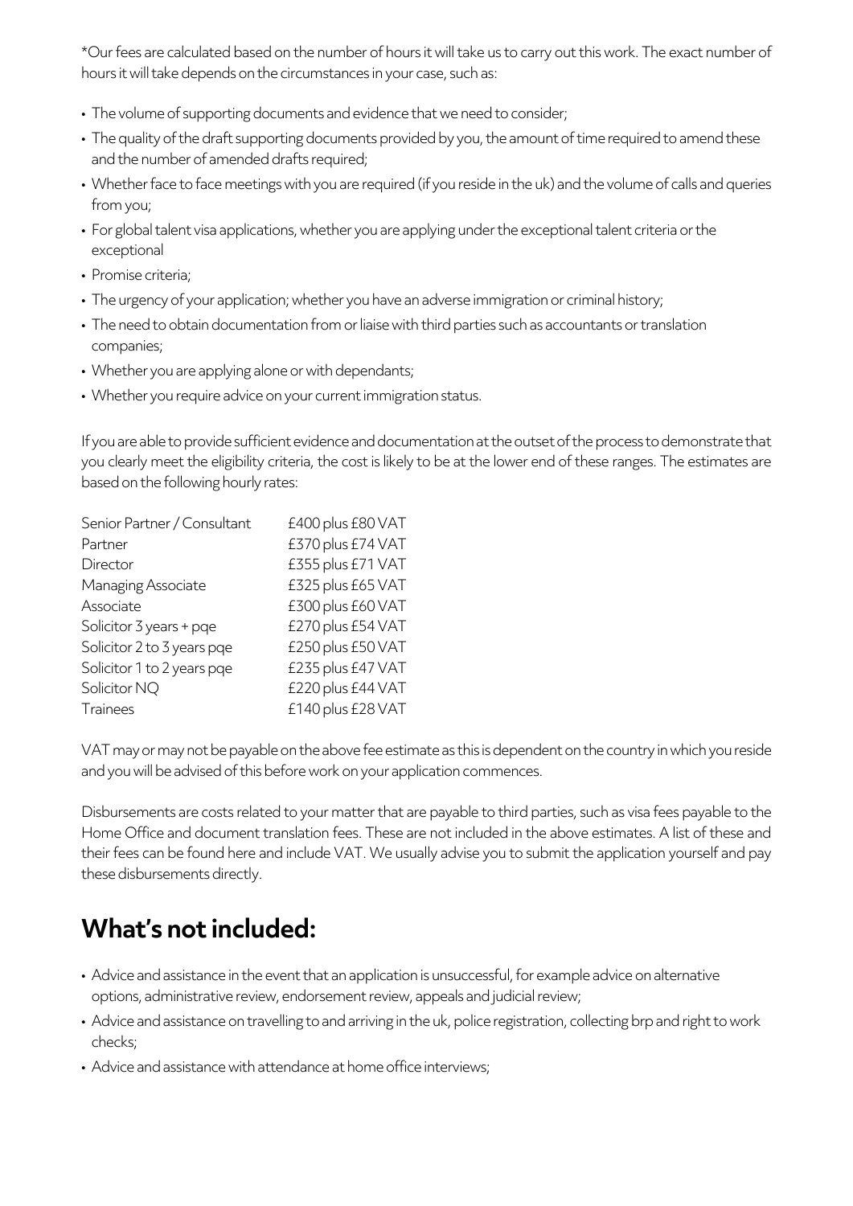*Our fees are calculated based on the number of hours it will take us to carry out this work. The exact number of hours it will take depends on the circumstances in your case, such as:

- The volume of supporting documents and evidence that we need to consider;
- The quality of the draft supporting documents provided by you, the amount of time required to amend these and the number of amended drafts required;
- Whether face to face meetings with you are required (if you reside in the uk) and the volume of calls and queries from you;
- For global talent visa applications, whether you are applying under the exceptional talent criteria or the exceptional
- Promise criteria;
- The urgency of your application; whether you have an adverse immigration or criminal history;
- The need to obtain documentation from or liaise with third parties such as accountants or translation companies;
- Whether you are applying alone or with dependants;
- Whether you require advice on your current immigration status.

If you are able to provide sufficient evidence and documentation at the outset of the process to demonstrate that you clearly meet the eligibility criteria, the cost is likely to be at the lower end of these ranges. The estimates are based on the following hourly rates:

| | |
|---|---|
| Senior Partner / Consultant | £400 plus £80 VAT |
| Partner | £370 plus £74 VAT |
| Director | £355 plus £71 VAT |
| Managing Associate | £325 plus £65 VAT |
| Associate | £300 plus £60 VAT |
| Solicitor 3 years + pqe | £270 plus £54 VAT |
| Solicitor 2 to 3 years pqe | £250 plus £50 VAT |
| Solicitor 1 to 2 years pqe | £235 plus £47 VAT |
| Solicitor NQ | £220 plus £44 VAT |
| Trainees | £140 plus £28 VAT |

VAT may or may not be payable on the above fee estimate as this is dependent on the country in which you reside and you will be advised of this before work on your application commences.

Disbursements are costs related to your matter that are payable to third parties, such as visa fees payable to the Home Office and document translation fees. These are not included in the above estimates. A list of these and their fees can be found here and include VAT. We usually advise you to submit the application yourself and pay these disbursements directly.

## What's not included:

- Advice and assistance in the event that an application is unsuccessful, for example advice on alternative options, administrative review, endorsement review, appeals and judicial review;
- Advice and assistance on travelling to and arriving in the uk, police registration, collecting brp and right to work checks;
- Advice and assistance with attendance at home office interviews;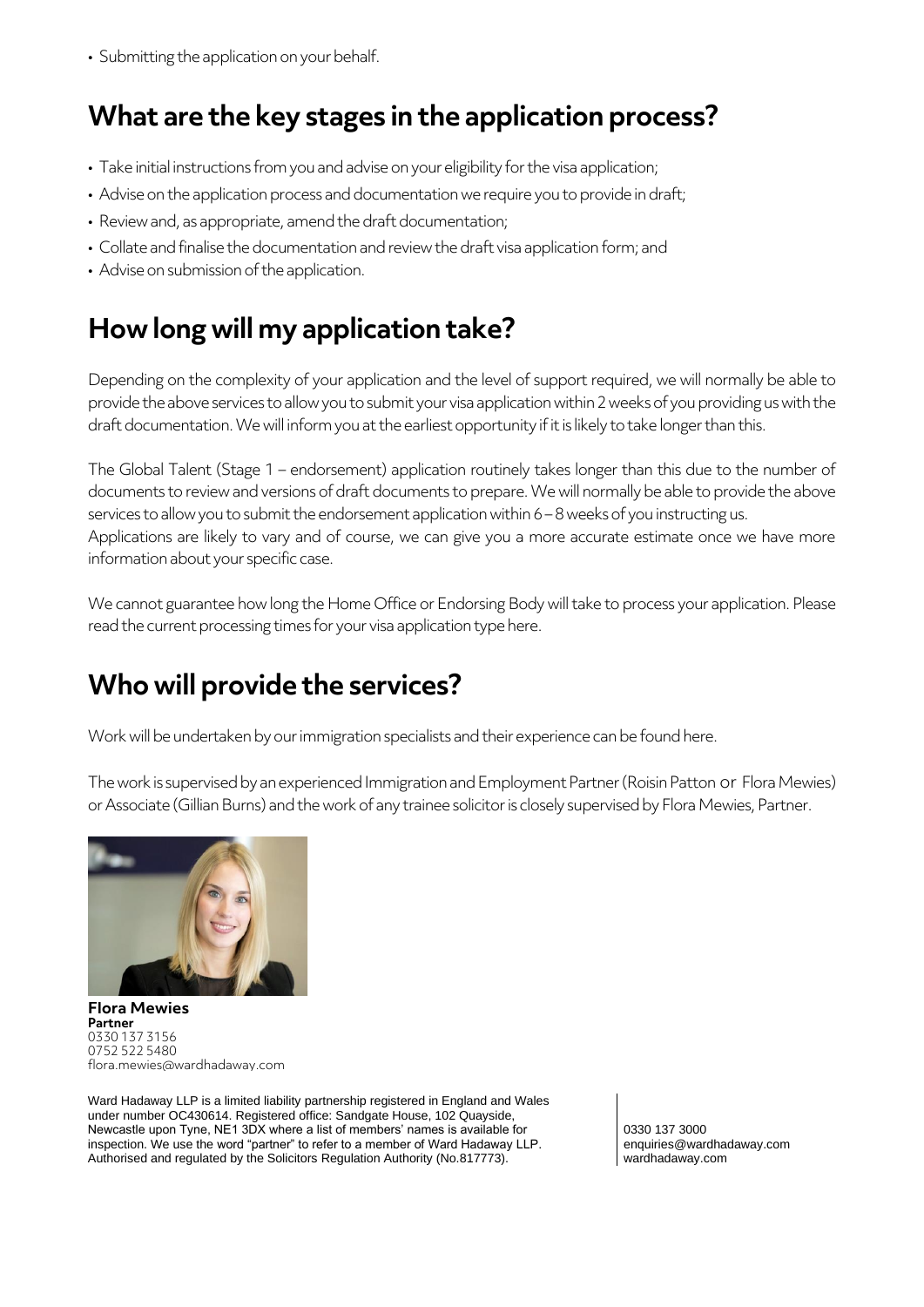- Submitting the application on your behalf.

## What are the key stages in the application process?

- Take initial instructions from you and advise on your eligibility for the visa application;
- Advise on the application process and documentation we require you to provide in draft;
- Review and, as appropriate, amend the draft documentation;
- Collate and finalise the documentation and review the draft visa application form; and
- Advise on submission of the application.

## How long will my application take?

Depending on the complexity of your application and the level of support required, we will normally be able to provide the above services to allow you to submit your visa application within 2 weeks of you providing us with the draft documentation. We will inform you at the earliest opportunity if it is likely to take longer than this.

The Global Talent (Stage 1 – endorsement) application routinely takes longer than this due to the number of documents to review and versions of draft documents to prepare. We will normally be able to provide the above services to allow you to submit the endorsement application within 6 – 8 weeks of you instructing us.
Applications are likely to vary and of course, we can give you a more accurate estimate once we have more information about your specific case.

We cannot guarantee how long the Home Office or Endorsing Body will take to process your application. Please read the current processing times for your visa application type here.

## Who will provide the services?

Work will be undertaken by our immigration specialists and their experience can be found here.

The work is supervised by an experienced Immigration and Employment Partner (Roisin Patton or Flora Mewies) or Associate (Gillian Burns) and the work of any trainee solicitor is closely supervised by Flora Mewies, Partner.

**Flora Mewies**
**Partner**
0330 137 3156
0752 522 5480
flora.mewies@wardhadaway.com

Ward Hadaway LLP is a limited liability partnership registered in England and Wales under number OC430614. Registered office: Sandgate House, 102 Quayside, Newcastle upon Tyne, NE1 3DX where a list of members' names is available for inspection. We use the word "partner" to refer to a member of Ward Hadaway LLP. Authorised and regulated by the Solicitors Regulation Authority (No.817773).

0330 137 3000
enquiries@wardhadaway.com
wardhadaway.com